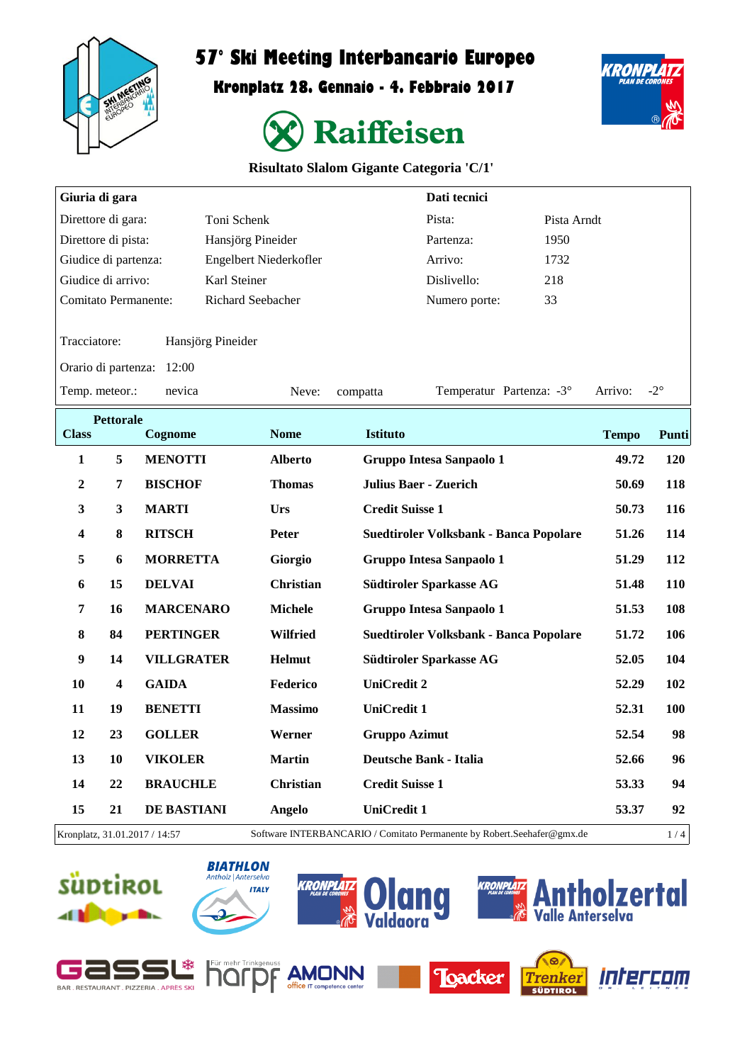# 57° Ski Meeting Interbancario Europeo

## Kronplatz 28. Gennaio - 4. Febbraio 2017

Raiffeisen

### Risultato Slalom Gigante Categoria 'C/1'

| Giuria di gara | | Dati tecnici | |
|---|---|---|---|
| Direttore di gara: | Toni Schenk | Pista: | Pista Arndt |
| Direttore di pista: | Hansjörg Pineider | Partenza: | 1950 |
| Giudice di partenza: | Engelbert Niederkofler | Arrivo: | 1732 |
| Giudice di arrivo: | Karl Steiner | Dislivello: | 218 |
| Comitato Permanente: | Richard Seebacher | Numero porte: | 33 |

Tracciatore: Hansjörg Pineider

Orario di partenza: 12:00

Temp. meteor.: nevica — Neve: compatta — Temperatur Partenza: -3° — Arrivo: -2°

| Class | Pettorale | Cognome | Nome | Istituto | Tempo | Punti |
|---|---|---|---|---|---|---|
| 1 | 5 | MENOTTI | Alberto | Gruppo Intesa Sanpaolo 1 | 49.72 | 120 |
| 2 | 7 | BISCHOF | Thomas | Julius Baer - Zuerich | 50.69 | 118 |
| 3 | 3 | MARTI | Urs | Credit Suisse 1 | 50.73 | 116 |
| 4 | 8 | RITSCH | Peter | Suedtiroler Volksbank - Banca Popolare | 51.26 | 114 |
| 5 | 6 | MORRETTA | Giorgio | Gruppo Intesa Sanpaolo 1 | 51.29 | 112 |
| 6 | 15 | DELVAI | Christian | Südtiroler Sparkasse AG | 51.48 | 110 |
| 7 | 16 | MARCENARO | Michele | Gruppo Intesa Sanpaolo 1 | 51.53 | 108 |
| 8 | 84 | PERTINGER | Wilfried | Suedtiroler Volksbank - Banca Popolare | 51.72 | 106 |
| 9 | 14 | VILLGRATER | Helmut | Südtiroler Sparkasse AG | 52.05 | 104 |
| 10 | 4 | GAIDA | Federico | UniCredit 2 | 52.29 | 102 |
| 11 | 19 | BENETTI | Massimo | UniCredit 1 | 52.31 | 100 |
| 12 | 23 | GOLLER | Werner | Gruppo Azimut | 52.54 | 98 |
| 13 | 10 | VIKOLER | Martin | Deutsche Bank - Italia | 52.66 | 96 |
| 14 | 22 | BRAUCHLE | Christian | Credit Suisse 1 | 53.33 | 94 |
| 15 | 21 | DE BASTIANI | Angelo | UniCredit 1 | 53.37 | 92 |

Kronplatz, 31.01.2017 / 14:57 — Software INTERBANCARIO / Comitato Permanente by Robert.Seehafer@gmx.de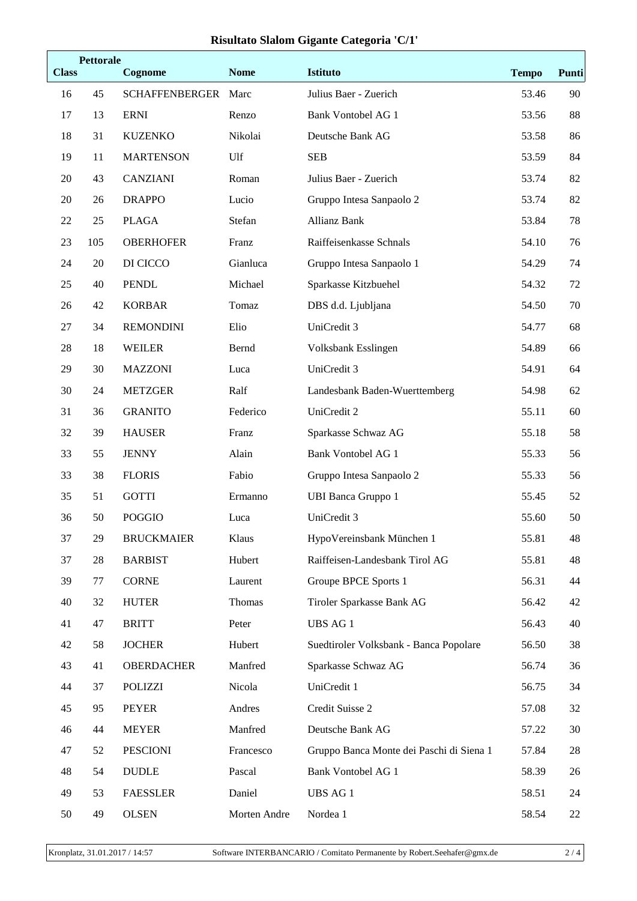# Risultato Slalom Gigante Categoria 'C/1'

| Class | Pettorale | Cognome | Nome | Istituto | Tempo | Punti |
|---|---|---|---|---|---|---|
| 16 | 45 | SCHAFFENBERGER | Marc | Julius Baer - Zuerich | 53.46 | 90 |
| 17 | 13 | ERNI | Renzo | Bank Vontobel AG 1 | 53.56 | 88 |
| 18 | 31 | KUZENKO | Nikolai | Deutsche Bank AG | 53.58 | 86 |
| 19 | 11 | MARTENSON | Ulf | SEB | 53.59 | 84 |
| 20 | 43 | CANZIANI | Roman | Julius Baer - Zuerich | 53.74 | 82 |
| 20 | 26 | DRAPPO | Lucio | Gruppo Intesa Sanpaolo 2 | 53.74 | 82 |
| 22 | 25 | PLAGA | Stefan | Allianz Bank | 53.84 | 78 |
| 23 | 105 | OBERHOFER | Franz | Raiffeisenkasse Schnals | 54.10 | 76 |
| 24 | 20 | DI CICCO | Gianluca | Gruppo Intesa Sanpaolo 1 | 54.29 | 74 |
| 25 | 40 | PENDL | Michael | Sparkasse Kitzbuehel | 54.32 | 72 |
| 26 | 42 | KORBAR | Tomaz | DBS d.d. Ljubljana | 54.50 | 70 |
| 27 | 34 | REMONDINI | Elio | UniCredit 3 | 54.77 | 68 |
| 28 | 18 | WEILER | Bernd | Volksbank Esslingen | 54.89 | 66 |
| 29 | 30 | MAZZONI | Luca | UniCredit 3 | 54.91 | 64 |
| 30 | 24 | METZGER | Ralf | Landesbank Baden-Wuerttemberg | 54.98 | 62 |
| 31 | 36 | GRANITO | Federico | UniCredit 2 | 55.11 | 60 |
| 32 | 39 | HAUSER | Franz | Sparkasse Schwaz AG | 55.18 | 58 |
| 33 | 55 | JENNY | Alain | Bank Vontobel AG 1 | 55.33 | 56 |
| 33 | 38 | FLORIS | Fabio | Gruppo Intesa Sanpaolo 2 | 55.33 | 56 |
| 35 | 51 | GOTTI | Ermanno | UBI Banca Gruppo 1 | 55.45 | 52 |
| 36 | 50 | POGGIO | Luca | UniCredit 3 | 55.60 | 50 |
| 37 | 29 | BRUCKMAIER | Klaus | HypoVereinsbank München 1 | 55.81 | 48 |
| 37 | 28 | BARBIST | Hubert | Raiffeisen-Landesbank Tirol AG | 55.81 | 48 |
| 39 | 77 | CORNE | Laurent | Groupe BPCE Sports 1 | 56.31 | 44 |
| 40 | 32 | HUTER | Thomas | Tiroler Sparkasse Bank AG | 56.42 | 42 |
| 41 | 47 | BRITT | Peter | UBS AG 1 | 56.43 | 40 |
| 42 | 58 | JOCHER | Hubert | Suedtiroler Volksbank - Banca Popolare | 56.50 | 38 |
| 43 | 41 | OBERDACHER | Manfred | Sparkasse Schwaz AG | 56.74 | 36 |
| 44 | 37 | POLIZZI | Nicola | UniCredit 1 | 56.75 | 34 |
| 45 | 95 | PEYER | Andres | Credit Suisse 2 | 57.08 | 32 |
| 46 | 44 | MEYER | Manfred | Deutsche Bank AG | 57.22 | 30 |
| 47 | 52 | PESCIONI | Francesco | Gruppo Banca Monte dei Paschi di Siena 1 | 57.84 | 28 |
| 48 | 54 | DUDLE | Pascal | Bank Vontobel AG 1 | 58.39 | 26 |
| 49 | 53 | FAESSLER | Daniel | UBS AG 1 | 58.51 | 24 |
| 50 | 49 | OLSEN | Morten Andre | Nordea 1 | 58.54 | 22 |

Kronplatz, 31.01.2017 / 14:57 — Software INTERBANCARIO / Comitato Permanente by Robert.Seehafer@gmx.de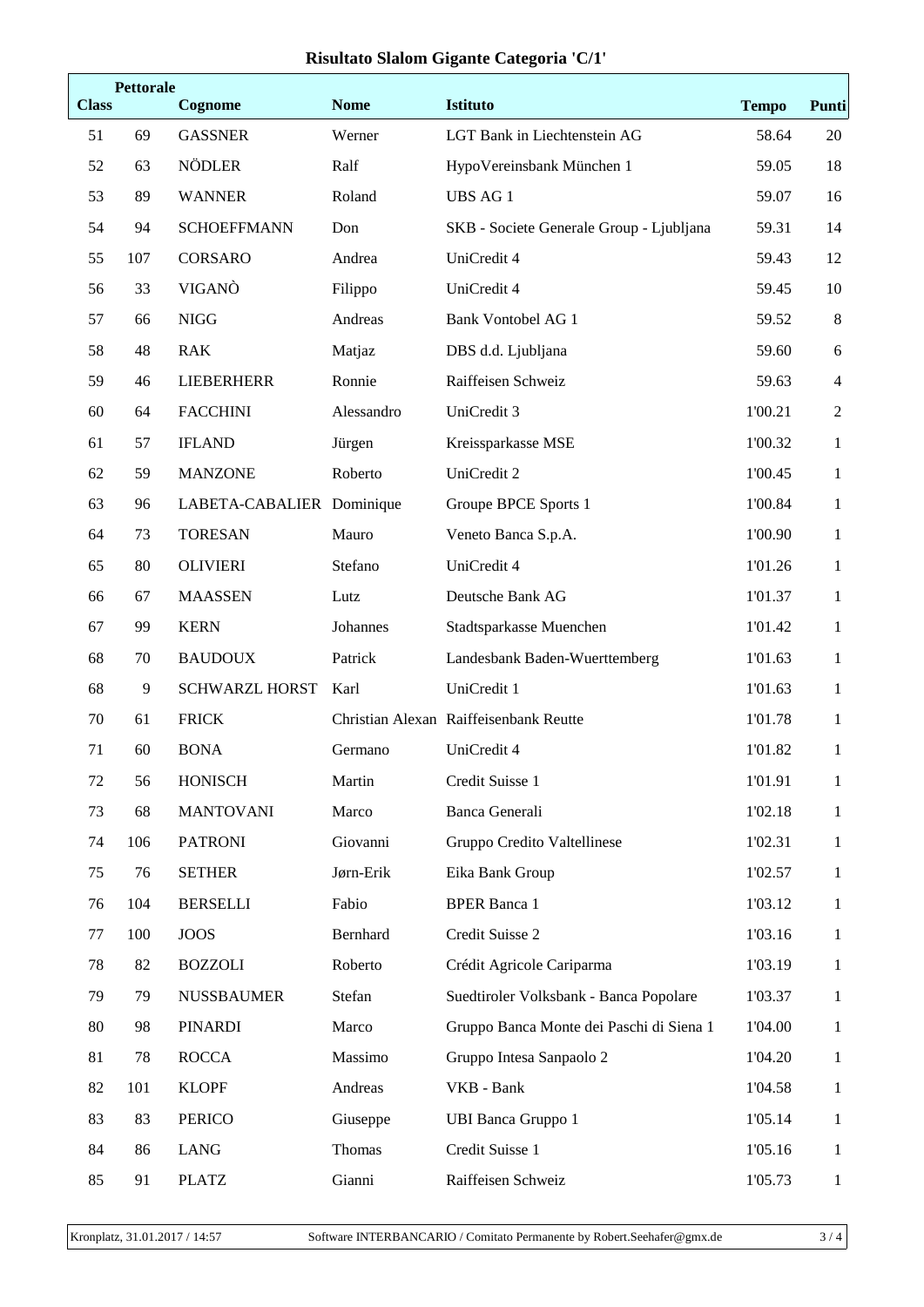# Risultato Slalom Gigante Categoria 'C/1'

| Class | Pettorale | Cognome | Nome | Istituto | Tempo | Punti |
|---|---|---|---|---|---|---|
| 51 | 69 | GASSNER | Werner | LGT Bank in Liechtenstein AG | 58.64 | 20 |
| 52 | 63 | NÖDLER | Ralf | HypoVereinsbank München 1 | 59.05 | 18 |
| 53 | 89 | WANNER | Roland | UBS AG 1 | 59.07 | 16 |
| 54 | 94 | SCHOEFFMANN | Don | SKB - Societe Generale Group - Ljubljana | 59.31 | 14 |
| 55 | 107 | CORSARO | Andrea | UniCredit 4 | 59.43 | 12 |
| 56 | 33 | VIGANÒ | Filippo | UniCredit 4 | 59.45 | 10 |
| 57 | 66 | NIGG | Andreas | Bank Vontobel AG 1 | 59.52 | 8 |
| 58 | 48 | RAK | Matjaz | DBS d.d. Ljubljana | 59.60 | 6 |
| 59 | 46 | LIEBERHERR | Ronnie | Raiffeisen Schweiz | 59.63 | 4 |
| 60 | 64 | FACCHINI | Alessandro | UniCredit 3 | 1'00.21 | 2 |
| 61 | 57 | IFLAND | Jürgen | Kreissparkasse MSE | 1'00.32 | 1 |
| 62 | 59 | MANZONE | Roberto | UniCredit 2 | 1'00.45 | 1 |
| 63 | 96 | LABETA-CABALIER | Dominique | Groupe BPCE Sports 1 | 1'00.84 | 1 |
| 64 | 73 | TORESAN | Mauro | Veneto Banca S.p.A. | 1'00.90 | 1 |
| 65 | 80 | OLIVIERI | Stefano | UniCredit 4 | 1'01.26 | 1 |
| 66 | 67 | MAASSEN | Lutz | Deutsche Bank AG | 1'01.37 | 1 |
| 67 | 99 | KERN | Johannes | Stadtsparkasse Muenchen | 1'01.42 | 1 |
| 68 | 70 | BAUDOUX | Patrick | Landesbank Baden-Wuerttemberg | 1'01.63 | 1 |
| 68 | 9 | SCHWARZL HORST | Karl | UniCredit 1 | 1'01.63 | 1 |
| 70 | 61 | FRICK | Christian Alexan | Raiffeisenbank Reutte | 1'01.78 | 1 |
| 71 | 60 | BONA | Germano | UniCredit 4 | 1'01.82 | 1 |
| 72 | 56 | HONISCH | Martin | Credit Suisse 1 | 1'01.91 | 1 |
| 73 | 68 | MANTOVANI | Marco | Banca Generali | 1'02.18 | 1 |
| 74 | 106 | PATRONI | Giovanni | Gruppo Credito Valtellinese | 1'02.31 | 1 |
| 75 | 76 | SETHER | Jørn-Erik | Eika Bank Group | 1'02.57 | 1 |
| 76 | 104 | BERSELLI | Fabio | BPER Banca 1 | 1'03.12 | 1 |
| 77 | 100 | JOOS | Bernhard | Credit Suisse 2 | 1'03.16 | 1 |
| 78 | 82 | BOZZOLI | Roberto | Crédit Agricole Cariparma | 1'03.19 | 1 |
| 79 | 79 | NUSSBAUMER | Stefan | Suedtiroler Volksbank - Banca Popolare | 1'03.37 | 1 |
| 80 | 98 | PINARDI | Marco | Gruppo Banca Monte dei Paschi di Siena 1 | 1'04.00 | 1 |
| 81 | 78 | ROCCA | Massimo | Gruppo Intesa Sanpaolo 2 | 1'04.20 | 1 |
| 82 | 101 | KLOPF | Andreas | VKB - Bank | 1'04.58 | 1 |
| 83 | 83 | PERICO | Giuseppe | UBI Banca Gruppo 1 | 1'05.14 | 1 |
| 84 | 86 | LANG | Thomas | Credit Suisse 1 | 1'05.16 | 1 |
| 85 | 91 | PLATZ | Gianni | Raiffeisen Schweiz | 1'05.73 | 1 |

Kronplatz, 31.01.2017 / 14:57 — Software INTERBANCARIO / Comitato Permanente by Robert.Seehafer@gmx.de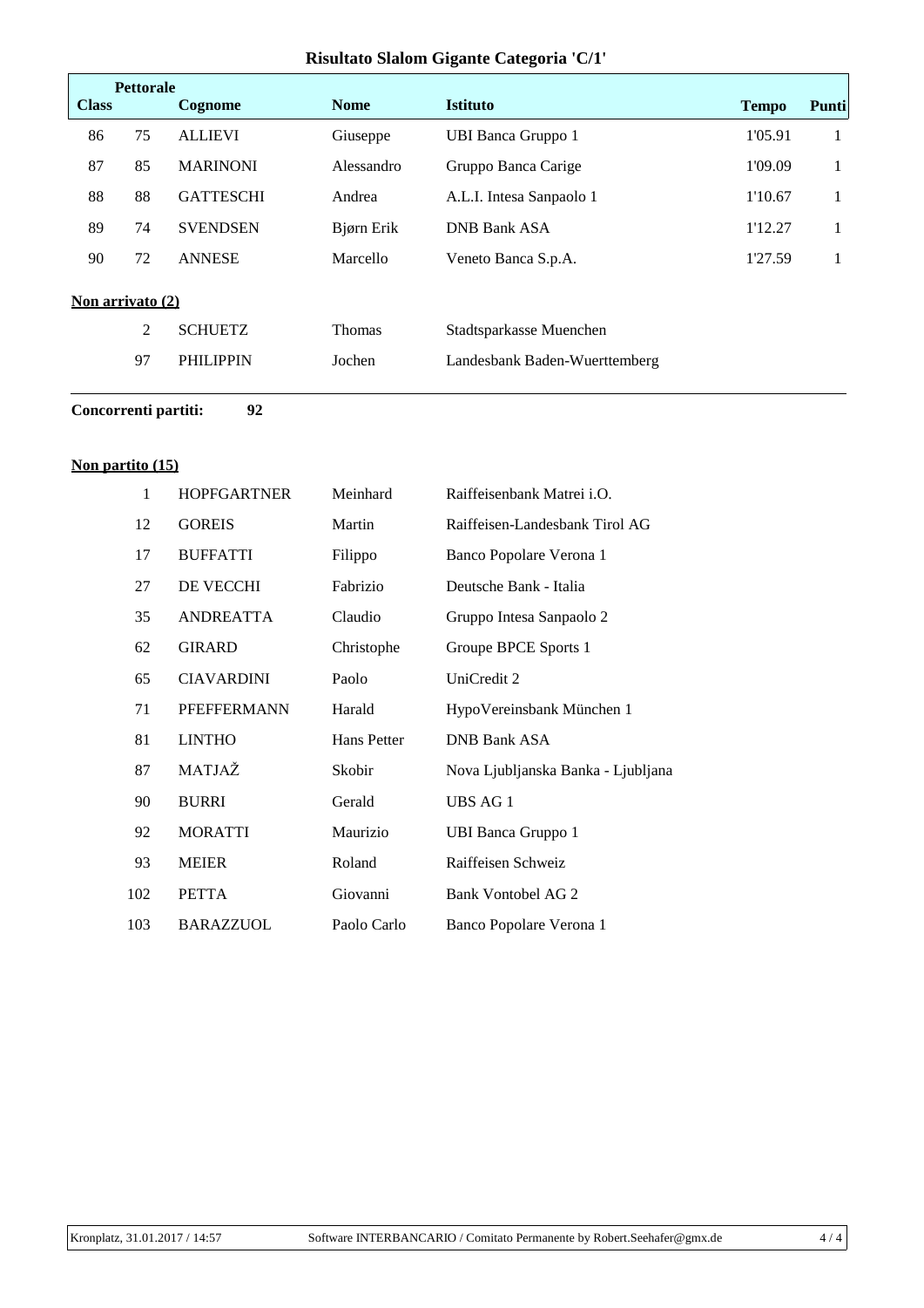## Risultato Slalom Gigante Categoria 'C/1'

| Class | Pettorale | Cognome | Nome | Istituto | Tempo | Punti |
|---|---|---|---|---|---|---|
| 86 | 75 | ALLIEVI | Giuseppe | UBI Banca Gruppo 1 | 1'05.91 | 1 |
| 87 | 85 | MARINONI | Alessandro | Gruppo Banca Carige | 1'09.09 | 1 |
| 88 | 88 | GATTESCHI | Andrea | A.L.I. Intesa Sanpaolo 1 | 1'10.67 | 1 |
| 89 | 74 | SVENDSEN | Bjørn Erik | DNB Bank ASA | 1'12.27 | 1 |
| 90 | 72 | ANNESE | Marcello | Veneto Banca S.p.A. | 1'27.59 | 1 |

**Non arrivato (2)**

| Pettorale | Cognome | Nome | Istituto |
|---|---|---|---|
| 2 | SCHUETZ | Thomas | Stadtsparkasse Muenchen |
| 97 | PHILIPPIN | Jochen | Landesbank Baden-Wuerttemberg |

**Concorrenti partiti: 92**

**Non partito (15)**

| Pettorale | Cognome | Nome | Istituto |
|---|---|---|---|
| 1 | HOPFGARTNER | Meinhard | Raiffeisenbank Matrei i.O. |
| 12 | GOREIS | Martin | Raiffeisen-Landesbank Tirol AG |
| 17 | BUFFATTI | Filippo | Banco Popolare Verona 1 |
| 27 | DE VECCHI | Fabrizio | Deutsche Bank - Italia |
| 35 | ANDREATTA | Claudio | Gruppo Intesa Sanpaolo 2 |
| 62 | GIRARD | Christophe | Groupe BPCE Sports 1 |
| 65 | CIAVARDINI | Paolo | UniCredit 2 |
| 71 | PFEFFERMANN | Harald | HypoVereinsbank München 1 |
| 81 | LINTHO | Hans Petter | DNB Bank ASA |
| 87 | MATJAŽ | Skobir | Nova Ljubljanska Banka - Ljubljana |
| 90 | BURRI | Gerald | UBS AG 1 |
| 92 | MORATTI | Maurizio | UBI Banca Gruppo 1 |
| 93 | MEIER | Roland | Raiffeisen Schweiz |
| 102 | PETTA | Giovanni | Bank Vontobel AG 2 |
| 103 | BARAZZUOL | Paolo Carlo | Banco Popolare Verona 1 |

Kronplatz, 31.01.2017 / 14:57 — Software INTERBANCARIO / Comitato Permanente by Robert.Seehafer@gmx.de